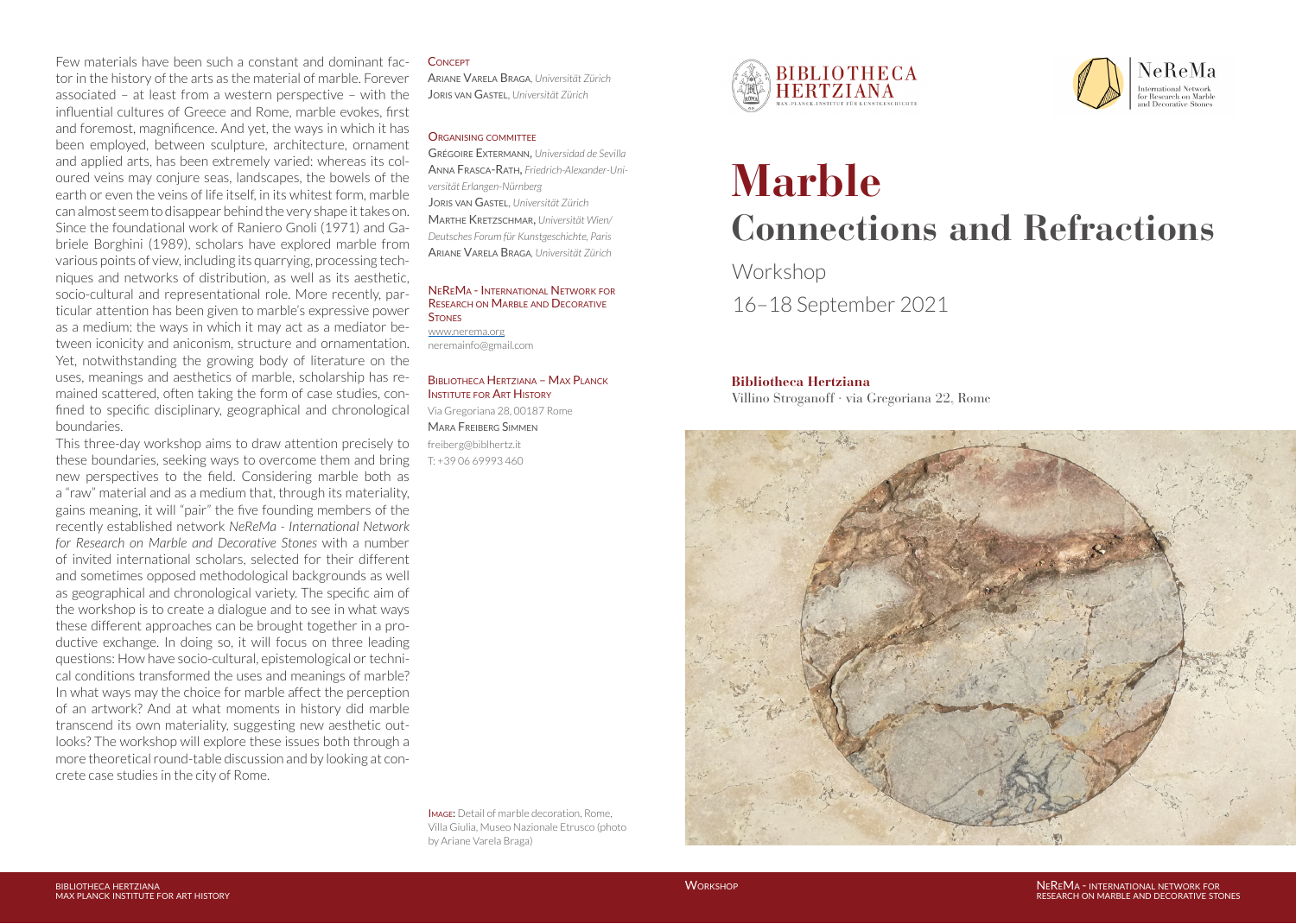# Marble

## Connections and Refractions

Workshop

16–18 September 2021

**Bibliotheca Hertziana**
Villino Stroganoff · via Gregoriana 22, Rome

Few materials have been such a constant and dominant factor in the history of the arts as the material of marble. Forever associated – at least from a western perspective – with the influential cultures of Greece and Rome, marble evokes, first and foremost, magnificence. And yet, the ways in which it has been employed, between sculpture, architecture, ornament and applied arts, has been extremely varied: whereas its coloured veins may conjure seas, landscapes, the bowels of the earth or even the veins of life itself, in its whitest form, marble can almost seem to disappear behind the very shape it takes on. Since the foundational work of Raniero Gnoli (1971) and Gabriele Borghini (1989), scholars have explored marble from various points of view, including its quarrying, processing techniques and networks of distribution, as well as its aesthetic, socio-cultural and representational role. More recently, particular attention has been given to marble's expressive power as a medium: the ways in which it may act as a mediator between iconicity and aniconism, structure and ornamentation. Yet, notwithstanding the growing body of literature on the uses, meanings and aesthetics of marble, scholarship has remained scattered, often taking the form of case studies, confined to specific disciplinary, geographical and chronological boundaries.

This three-day workshop aims to draw attention precisely to these boundaries, seeking ways to overcome them and bring new perspectives to the field. Considering marble both as a "raw" material and as a medium that, through its materiality, gains meaning, it will "pair" the five founding members of the recently established network *NeReMa - International Network for Research on Marble and Decorative Stones* with a number of invited international scholars, selected for their different and sometimes opposed methodological backgrounds as well as geographical and chronological variety. The specific aim of the workshop is to create a dialogue and to see in what ways these different approaches can be brought together in a productive exchange. In doing so, it will focus on three leading questions: How have socio-cultural, epistemological or technical conditions transformed the uses and meanings of marble? In what ways may the choice for marble affect the perception of an artwork? And at what moments in history did marble transcend its own materiality, suggesting new aesthetic outlooks? The workshop will explore these issues both through a more theoretical round-table discussion and by looking at concrete case studies in the city of Rome.

**Concept**

Ariane Varela Braga, *Universität Zürich*
Joris van Gastel, *Universität Zürich*

**Organising committee**

Grégoire Extermann, *Universidad de Sevilla*
Anna Frasca-Rath, *Friedrich-Alexander-Universität Erlangen-Nürnberg*
Joris van Gastel, *Universität Zürich*
Marthe Kretzschmar, *Universität Wien/Deutsches Forum für Kunstgeschichte, Paris*
Ariane Varela Braga, *Universität Zürich*

**NeReMa - International Network for Research on Marble and Decorative Stones**

www.nerema.org
neremainfo@gmail.com

**Bibliotheca Hertziana – Max Planck Institute for Art History**

Via Gregoriana 28, 00187 Rome
Mara Freiberg Simmen
freiberg@biblhertz.it
T: +39 06 69993 460

Image: Detail of marble decoration, Rome, Villa Giulia, Museo Nazionale Etrusco (photo by Ariane Varela Braga)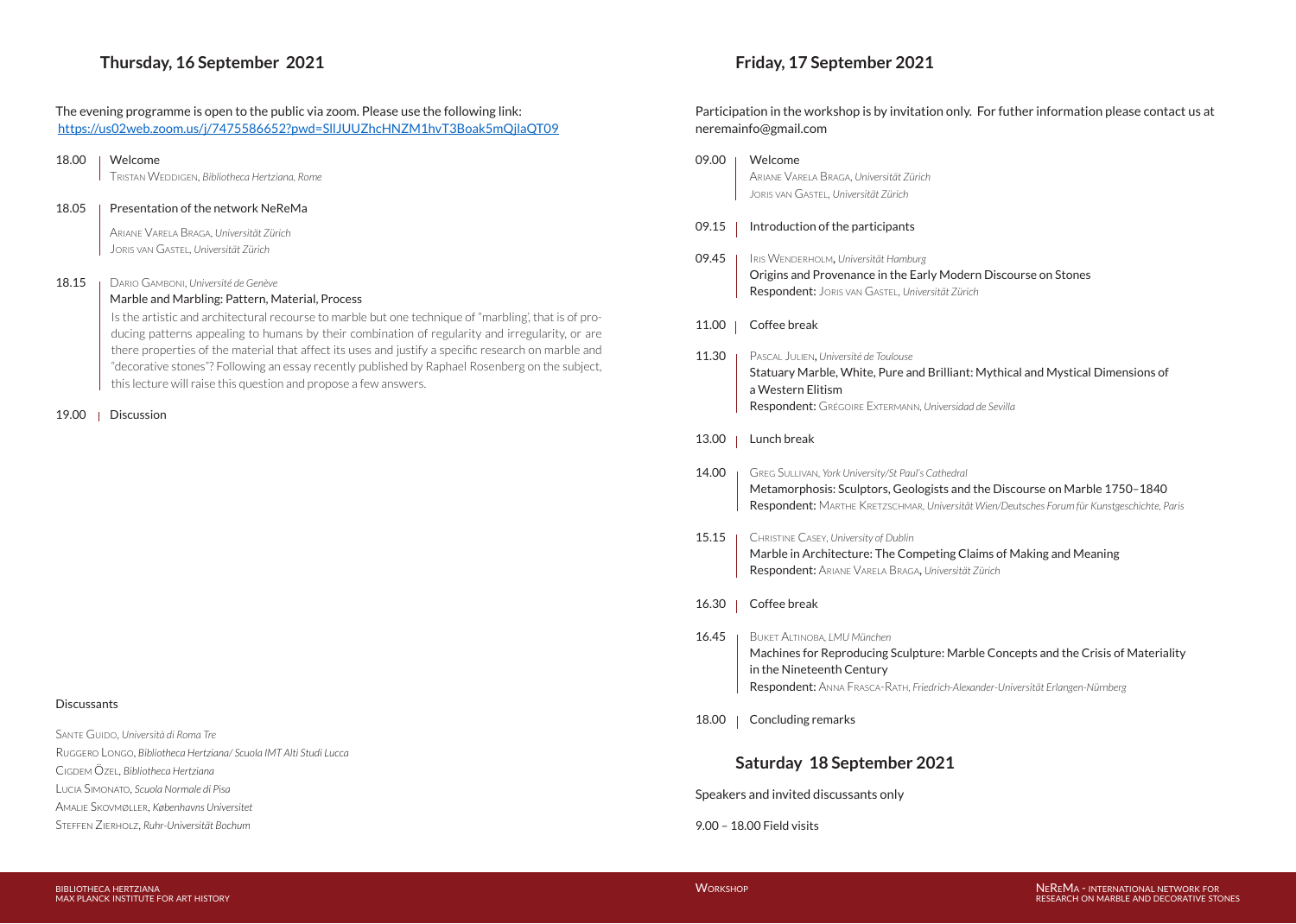## Thursday, 16 September 2021

The evening programme is open to the public via zoom. Please use the following link:
https://us02web.zoom.us/j/7475586652?pwd=SlJUUZhcHNZM1hvT3Boak5mQjlaQT09

18.00 | Welcome
TRISTAN WEDDIGEN, *Bibliotheca Hertziana, Rome*

18.05 | Presentation of the network NeReMa
ARIANE VARELA BRAGA, *Universität Zürich*
JORIS VAN GASTEL, *Universität Zürich*

18.15 | DARIO GAMBONI, *Université de Genève*
Marble and Marbling: Pattern, Material, Process
Is the artistic and architectural recourse to marble but one technique of "marbling", that is of producing patterns appealing to humans by their combination of regularity and irregularity, or are there properties of the material that affect its uses and justify a specific research on marble and "decorative stones"? Following an essay recently published by Raphael Rosenberg on the subject, this lecture will raise this question and propose a few answers.

19.00 | Discussion

### Discussants

SANTE GUIDO, *Università di Roma Tre*
RUGGERO LONGO, *Bibliotheca Hertziana/ Scuola IMT Alti Studi Lucca*
CIGDEM ÖZEL, *Bibliotheca Hertziana*
LUCIA SIMONATO, *Scuola Normale di Pisa*
AMALIE SKOVMØLLER, *Københavns Universitet*
STEFFEN ZIERHOLZ, *Ruhr-Universität Bochum*

## Friday, 17 September 2021

Participation in the workshop is by invitation only. For futher information please contact us at neremainfo@gmail.com

09.00 | Welcome
ARIANE VARELA BRAGA, *Universität Zürich*
JORIS VAN GASTEL, *Universität Zürich*

09.15 | Introduction of the participants

09.45 | IRIS WENDERHOLM, *Universität Hamburg*
Origins and Provenance in the Early Modern Discourse on Stones
Respondent: JORIS VAN GASTEL, *Universität Zürich*

11.00 | Coffee break

11.30 | PASCAL JULIEN, *Université de Toulouse*
Statuary Marble, White, Pure and Brilliant: Mythical and Mystical Dimensions of a Western Elitism
Respondent: GRÉGOIRE EXTERMANN, *Universidad de Sevilla*

13.00 | Lunch break

14.00 | GREG SULLIVAN, *York University/St Paul's Cathedral*
Metamorphosis: Sculptors, Geologists and the Discourse on Marble 1750–1840
Respondent: MARTHE KRETZSCHMAR, *Universität Wien/Deutsches Forum für Kunstgeschichte, Paris*

15.15 | CHRISTINE CASEY, *University of Dublin*
Marble in Architecture: The Competing Claims of Making and Meaning
Respondent: ARIANE VARELA BRAGA, *Universität Zürich*

16.30 | Coffee break

16.45 | BUKET ALTINOBA, *LMU München*
Machines for Reproducing Sculpture: Marble Concepts and the Crisis of Materiality in the Nineteenth Century
Respondent: ANNA FRASCA-RATH, *Friedrich-Alexander-Universität Erlangen-Nürnberg*

18.00 | Concluding remarks

## Saturday 18 September 2021

Speakers and invited discussants only

9.00 – 18.00 Field visits